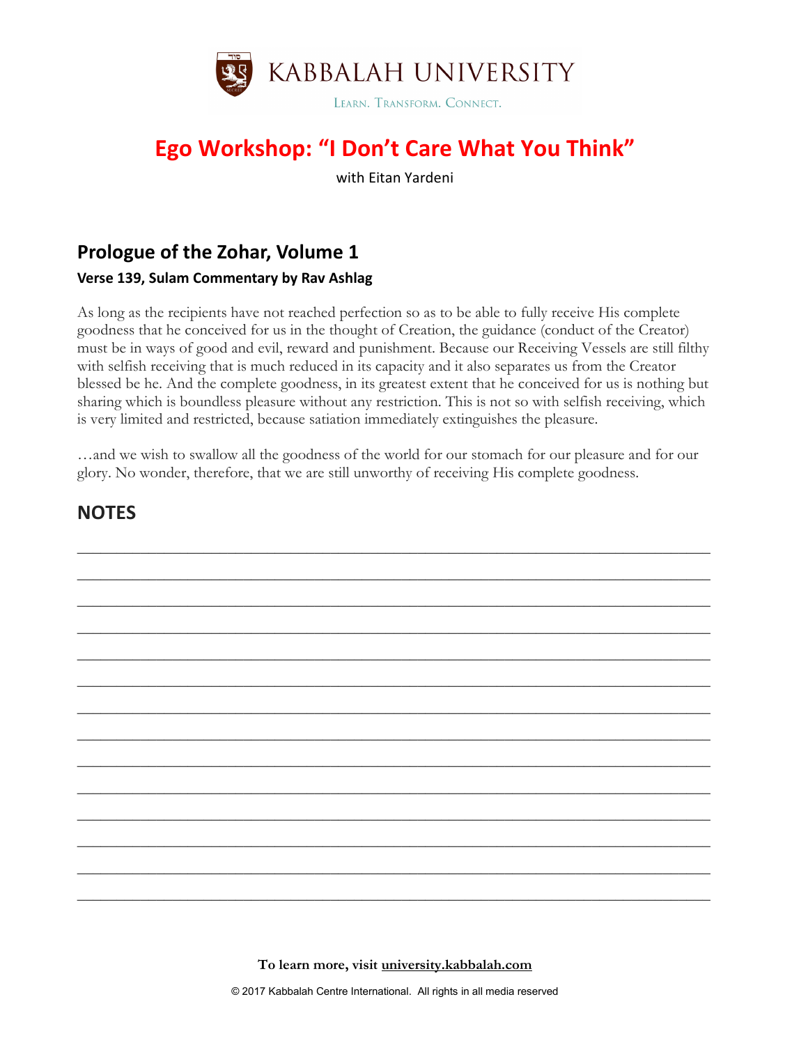KABBALAH UNIVERSITY

LEARN. TRANSFORM. CONNECT.

# Ego Workshop: "I Don't Care What You Think"

with Eitan Yardeni

## Prologue of the Zohar, Volume 1

### Verse 139, Sulam Commentary by Rav Ashlag

As long as the recipients have not reached perfection so as to be able to fully receive His complete goodness that he conceived for us in the thought of Creation, the guidance (conduct of the Creator) must be in ways of good and evil, reward and punishment. Because our Receiving Vessels are still filthy with selfish receiving that is much reduced in its capacity and it also separates us from the Creator blessed be he. And the complete goodness, in its greatest extent that he conceived for us is nothing but sharing which is boundless pleasure without any restriction. This is not so with selfish receiving, which is very limited and restricted, because satiation immediately extinguishes the pleasure.

…and we wish to swallow all the goodness of the world for our stomach for our pleasure and for our glory. No wonder, therefore, that we are still unworthy of receiving His complete goodness.

## NOTES

To learn more, visit university.kabbalah.com

© 2017 Kabbalah Centre International. All rights in all media reserved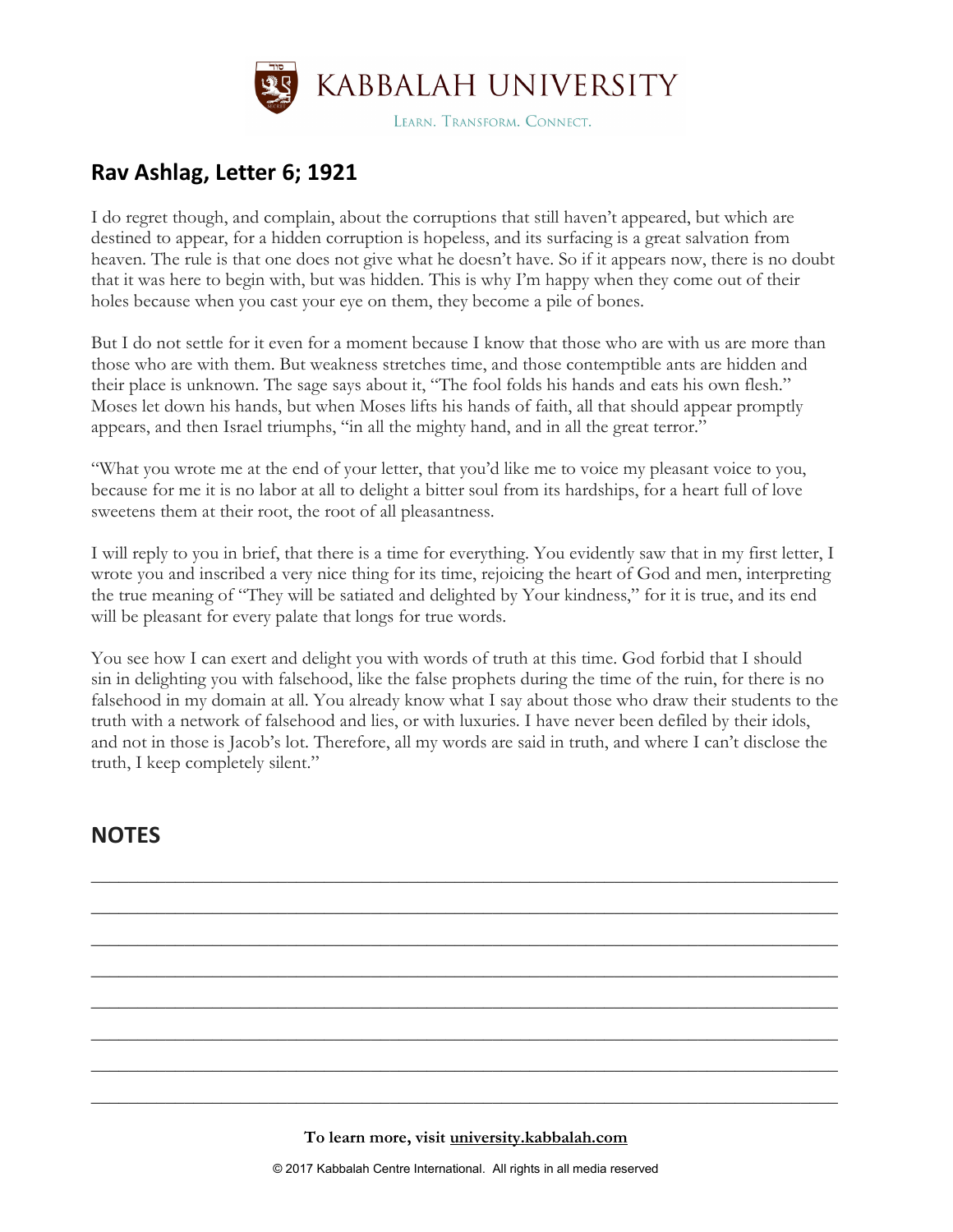## Rav Ashlag, Letter 6; 1921

I do regret though, and complain, about the corruptions that still haven't appeared, but which are destined to appear, for a hidden corruption is hopeless, and its surfacing is a great salvation from heaven. The rule is that one does not give what he doesn't have. So if it appears now, there is no doubt that it was here to begin with, but was hidden. This is why I'm happy when they come out of their holes because when you cast your eye on them, they become a pile of bones.

But I do not settle for it even for a moment because I know that those who are with us are more than those who are with them. But weakness stretches time, and those contemptible ants are hidden and their place is unknown. The sage says about it, "The fool folds his hands and eats his own flesh." Moses let down his hands, but when Moses lifts his hands of faith, all that should appear promptly appears, and then Israel triumphs, "in all the mighty hand, and in all the great terror."

"What you wrote me at the end of your letter, that you'd like me to voice my pleasant voice to you, because for me it is no labor at all to delight a bitter soul from its hardships, for a heart full of love sweetens them at their root, the root of all pleasantness.

I will reply to you in brief, that there is a time for everything. You evidently saw that in my first letter, I wrote you and inscribed a very nice thing for its time, rejoicing the heart of God and men, interpreting the true meaning of "They will be satiated and delighted by Your kindness," for it is true, and its end will be pleasant for every palate that longs for true words.

You see how I can exert and delight you with words of truth at this time. God forbid that I should sin in delighting you with falsehood, like the false prophets during the time of the ruin, for there is no falsehood in my domain at all. You already know what I say about those who draw their students to the truth with a network of falsehood and lies, or with luxuries. I have never been defiled by their idols, and not in those is Jacob's lot. Therefore, all my words are said in truth, and where I can't disclose the truth, I keep completely silent."

## NOTES

___

___

___

___

___

___

___

___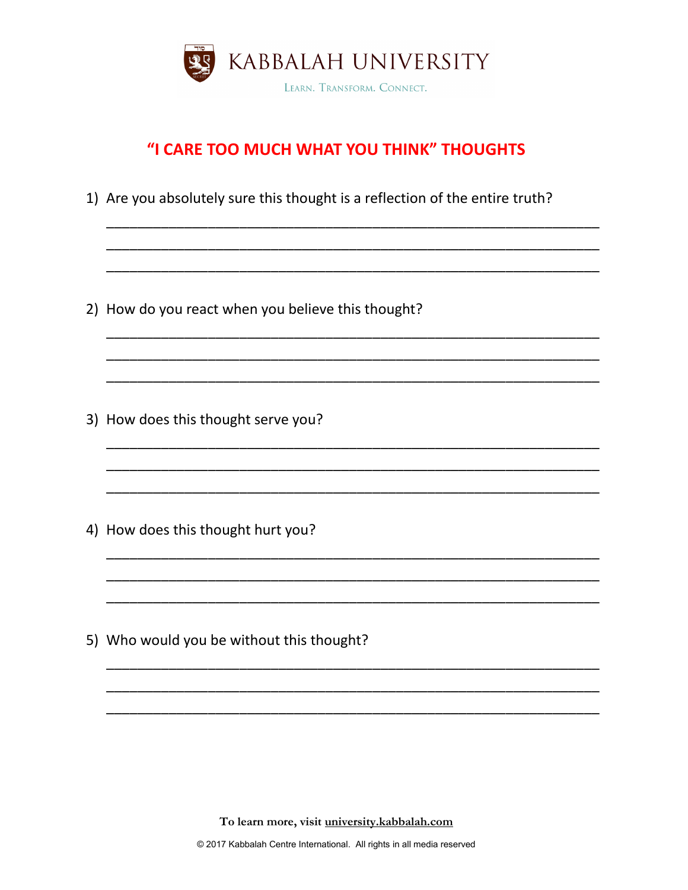KABBALAH UNIVERSITY

LEARN. TRANSFORM. CONNECT.

## "I CARE TOO MUCH WHAT YOU THINK" THOUGHTS

1) Are you absolutely sure this thought is a reflection of the entire truth?

_______________________________________________________________

_______________________________________________________________

_______________________________________________________________

2) How do you react when you believe this thought?

_______________________________________________________________

_______________________________________________________________

_______________________________________________________________

3) How does this thought serve you?

_______________________________________________________________

_______________________________________________________________

_______________________________________________________________

4) How does this thought hurt you?

_______________________________________________________________

_______________________________________________________________

_______________________________________________________________

5) Who would you be without this thought?

_______________________________________________________________

_______________________________________________________________

_______________________________________________________________

To learn more, visit university.kabbalah.com

© 2017 Kabbalah Centre International. All rights in all media reserved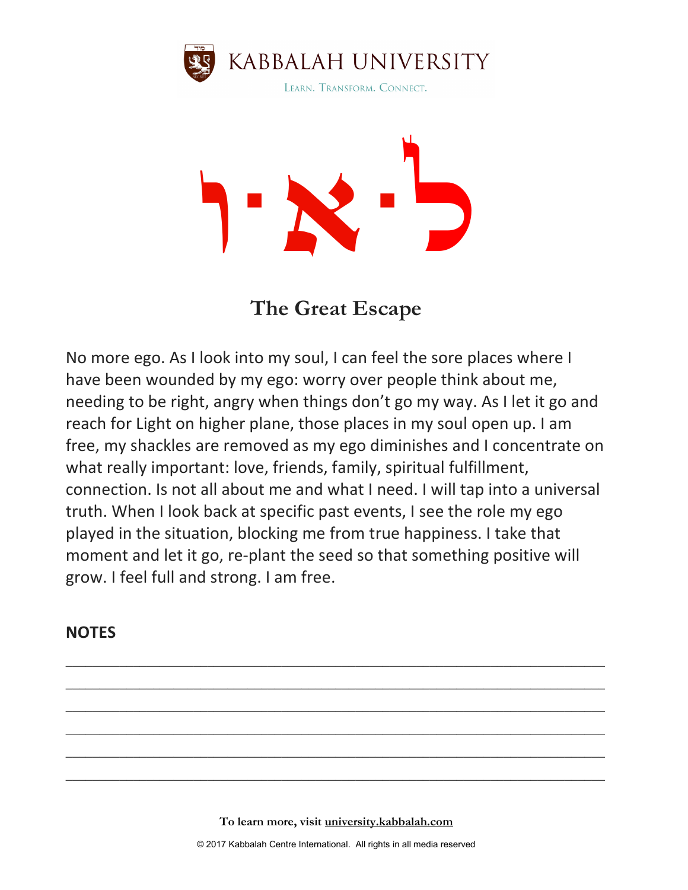KABBALAH UNIVERSITY

LEARN. TRANSFORM. CONNECT.

# ל·א·ו

## The Great Escape

No more ego. As I look into my soul, I can feel the sore places where I have been wounded by my ego: worry over people think about me, needing to be right, angry when things don't go my way. As I let it go and reach for Light on higher plane, those places in my soul open up. I am free, my shackles are removed as my ego diminishes and I concentrate on what really important: love, friends, family, spiritual fulfillment, connection. Is not all about me and what I need. I will tap into a universal truth. When I look back at specific past events, I see the role my ego played in the situation, blocking me from true happiness. I take that moment and let it go, re-plant the seed so that something positive will grow. I feel full and strong. I am free.

**NOTES**

\_\_\_\_\_\_\_\_\_\_\_\_\_\_\_\_\_\_\_\_\_\_\_\_\_\_\_\_\_\_\_\_\_\_\_\_\_\_\_\_\_\_\_\_\_\_\_\_\_\_\_\_\_\_\_\_\_\_\_\_

\_\_\_\_\_\_\_\_\_\_\_\_\_\_\_\_\_\_\_\_\_\_\_\_\_\_\_\_\_\_\_\_\_\_\_\_\_\_\_\_\_\_\_\_\_\_\_\_\_\_\_\_\_\_\_\_\_\_\_\_

\_\_\_\_\_\_\_\_\_\_\_\_\_\_\_\_\_\_\_\_\_\_\_\_\_\_\_\_\_\_\_\_\_\_\_\_\_\_\_\_\_\_\_\_\_\_\_\_\_\_\_\_\_\_\_\_\_\_\_\_

\_\_\_\_\_\_\_\_\_\_\_\_\_\_\_\_\_\_\_\_\_\_\_\_\_\_\_\_\_\_\_\_\_\_\_\_\_\_\_\_\_\_\_\_\_\_\_\_\_\_\_\_\_\_\_\_\_\_\_\_

\_\_\_\_\_\_\_\_\_\_\_\_\_\_\_\_\_\_\_\_\_\_\_\_\_\_\_\_\_\_\_\_\_\_\_\_\_\_\_\_\_\_\_\_\_\_\_\_\_\_\_\_\_\_\_\_\_\_\_\_

\_\_\_\_\_\_\_\_\_\_\_\_\_\_\_\_\_\_\_\_\_\_\_\_\_\_\_\_\_\_\_\_\_\_\_\_\_\_\_\_\_\_\_\_\_\_\_\_\_\_\_\_\_\_\_\_\_\_\_\_

**To learn more, visit university.kabbalah.com**

© 2017 Kabbalah Centre International. All rights in all media reserved